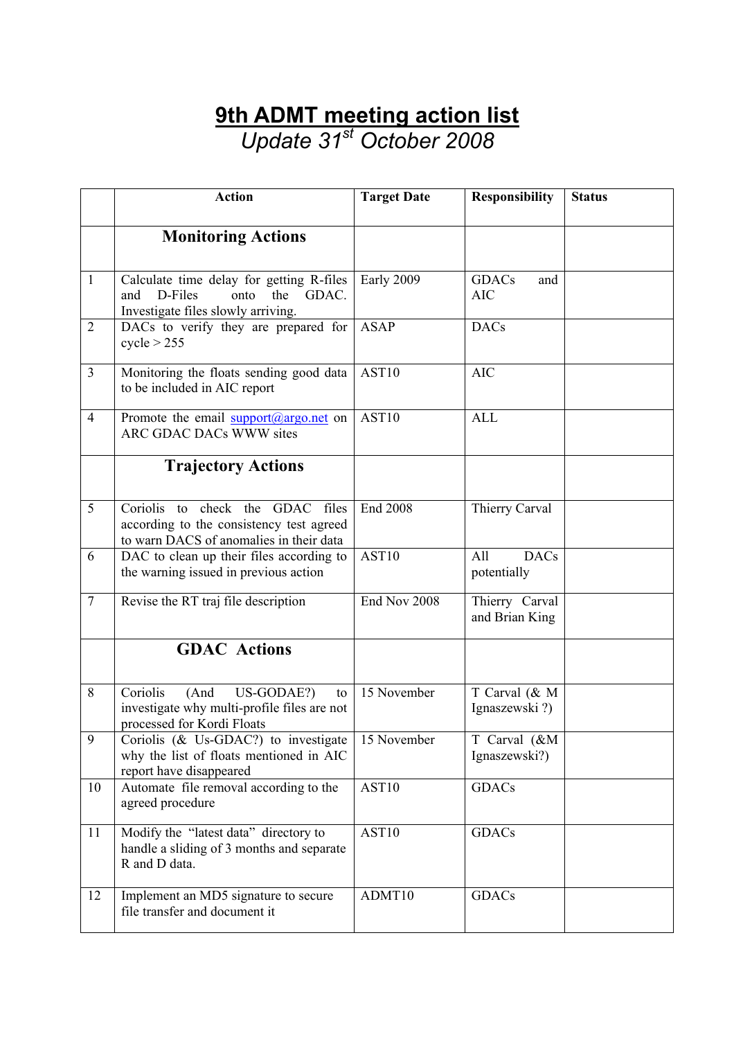# 9th ADMT meeting action list

*Update 31st October 2008*

| | Action | Target Date | Responsibility | Status |
|---|---|---|---|---|
| | **Monitoring Actions** | | | |
| 1 | Calculate time delay for getting R-files and D-Files onto the GDAC. Investigate files slowly arriving. | Early 2009 | GDACs and AIC | |
| 2 | DACs to verify they are prepared for cycle > 255 | ASAP | DACs | |
| 3 | Monitoring the floats sending good data to be included in AIC report | AST10 | AIC | |
| 4 | Promote the email support@argo.net on ARC GDAC DACs WWW sites | AST10 | ALL | |
| | **Trajectory Actions** | | | |
| 5 | Coriolis to check the GDAC files according to the consistency test agreed to warn DACS of anomalies in their data | End 2008 | Thierry Carval | |
| 6 | DAC to clean up their files according to the warning issued in previous action | AST10 | All DACs potentially | |
| 7 | Revise the RT traj file description | End Nov 2008 | Thierry Carval and Brian King | |
| | **GDAC Actions** | | | |
| 8 | Coriolis (And US-GODAE?) to investigate why multi-profile files are not processed for Kordi Floats | 15 November | T Carval (& M Ignaszewski ?) | |
| 9 | Coriolis (& Us-GDAC?) to investigate why the list of floats mentioned in AIC report have disappeared | 15 November | T Carval (&M Ignaszewski?) | |
| 10 | Automate file removal according to the agreed procedure | AST10 | GDACs | |
| 11 | Modify the "latest data" directory to handle a sliding of 3 months and separate R and D data. | AST10 | GDACs | |
| 12 | Implement an MD5 signature to secure file transfer and document it | ADMT10 | GDACs | |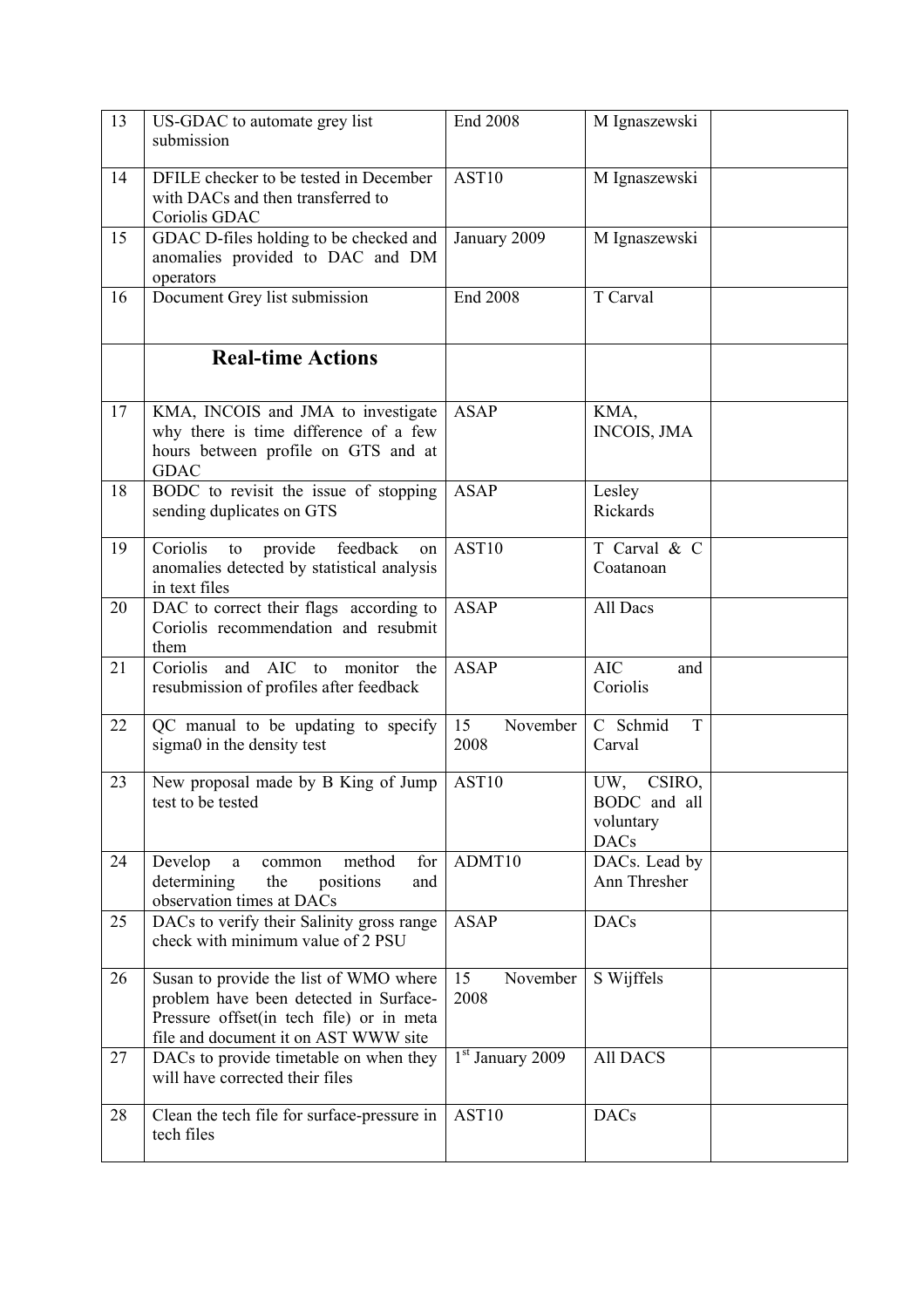| 13 | US-GDAC to automate grey list submission | End 2008 | M Ignaszewski | |
|---|---|---|---|---|
| 14 | DFILE checker to be tested in December with DACs and then transferred to Coriolis GDAC | AST10 | M Ignaszewski | |
| 15 | GDAC D-files holding to be checked and anomalies provided to DAC and DM operators | January 2009 | M Ignaszewski | |
| 16 | Document Grey list submission | End 2008 | T Carval | |
| | **Real-time Actions** | | | |
| 17 | KMA, INCOIS and JMA to investigate why there is time difference of a few hours between profile on GTS and at GDAC | ASAP | KMA, INCOIS, JMA | |
| 18 | BODC to revisit the issue of stopping sending duplicates on GTS | ASAP | Lesley Rickards | |
| 19 | Coriolis to provide feedback on anomalies detected by statistical analysis in text files | AST10 | T Carval & C Coatanoan | |
| 20 | DAC to correct their flags according to Coriolis recommendation and resubmit them | ASAP | All Dacs | |
| 21 | Coriolis and AIC to monitor the resubmission of profiles after feedback | ASAP | AIC and Coriolis | |
| 22 | QC manual to be updating to specify sigma0 in the density test | 15 November 2008 | C Schmid T Carval | |
| 23 | New proposal made by B King of Jump test to be tested | AST10 | UW, CSIRO, BODC and all voluntary DACs | |
| 24 | Develop a common method for determining the positions and observation times at DACs | ADMT10 | DACs. Lead by Ann Thresher | |
| 25 | DACs to verify their Salinity gross range check with minimum value of 2 PSU | ASAP | DACs | |
| 26 | Susan to provide the list of WMO where problem have been detected in Surface-Pressure offset(in tech file) or in meta file and document it on AST WWW site | 15 November 2008 | S Wijffels | |
| 27 | DACs to provide timetable on when they will have corrected their files | 1st January 2009 | All DACS | |
| 28 | Clean the tech file for surface-pressure in tech files | AST10 | DACs | |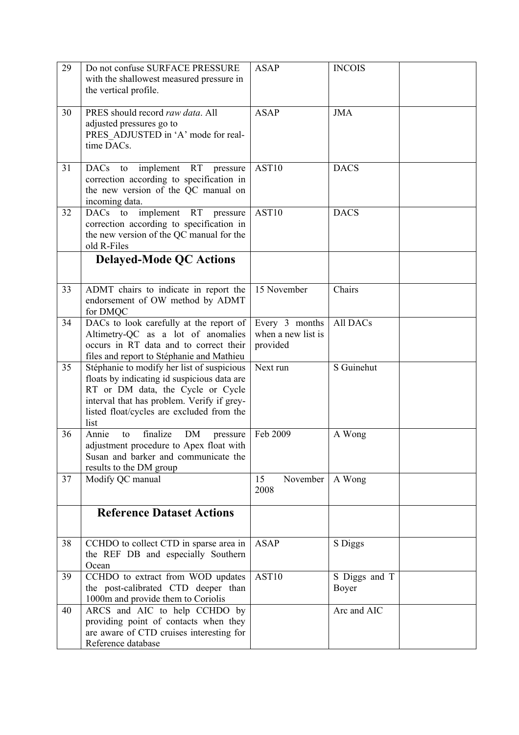| | | | | |
|---|---|---|---|---|
| 29 | Do not confuse SURFACE PRESSURE with the shallowest measured pressure in the vertical profile. | ASAP | INCOIS | |
| 30 | PRES should record *raw data*. All adjusted pressures go to PRES_ADJUSTED in 'A' mode for real-time DACs. | ASAP | JMA | |
| 31 | DACs to implement RT pressure correction according to specification in the new version of the QC manual on incoming data. | AST10 | DACS | |
| 32 | DACs to implement RT pressure correction according to specification in the new version of the QC manual for the old R-Files | AST10 | DACS | |
| | **Delayed-Mode QC Actions** | | | |
| 33 | ADMT chairs to indicate in report the endorsement of OW method by ADMT for DMQC | 15 November | Chairs | |
| 34 | DACs to look carefully at the report of Altimetry-QC as a lot of anomalies occurs in RT data and to correct their files and report to Stéphanie and Mathieu | Every 3 months when a new list is provided | All DACs | |
| 35 | Stéphanie to modify her list of suspicious floats by indicating id suspicious data are RT or DM data, the Cycle or Cycle interval that has problem. Verify if grey-listed float/cycles are excluded from the list | Next run | S Guinehut | |
| 36 | Annie to finalize DM pressure adjustment procedure to Apex float with Susan and barker and communicate the results to the DM group | Feb 2009 | A Wong | |
| 37 | Modify QC manual | 15 November 2008 | A Wong | |
| | **Reference Dataset Actions** | | | |
| 38 | CCHDO to collect CTD in sparse area in the REF DB and especially Southern Ocean | ASAP | S Diggs | |
| 39 | CCHDO to extract from WOD updates the post-calibrated CTD deeper than 1000m and provide them to Coriolis | AST10 | S Diggs and T Boyer | |
| 40 | ARCS and AIC to help CCHDO by providing point of contacts when they are aware of CTD cruises interesting for Reference database | | Arc and AIC | |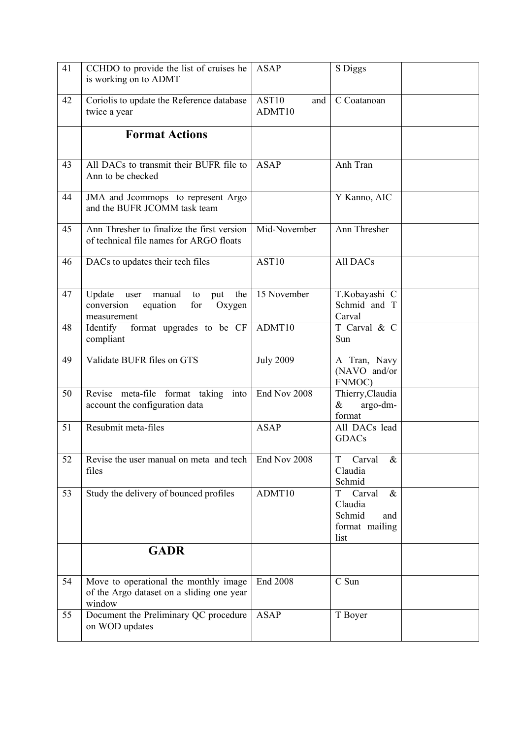| | | | | |
|---|---|---|---|---|
| 41 | CCHDO to provide the list of cruises he is working on to ADMT | ASAP | S Diggs | |
| 42 | Coriolis to update the Reference database twice a year | AST10 and ADMT10 | C Coatanoan | |
| | **Format Actions** | | | |
| 43 | All DACs to transmit their BUFR file to Ann to be checked | ASAP | Anh Tran | |
| 44 | JMA and Jcommops to represent Argo and the BUFR JCOMM task team | | Y Kanno, AIC | |
| 45 | Ann Thresher to finalize the first version of technical file names for ARGO floats | Mid-November | Ann Thresher | |
| 46 | DACs to updates their tech files | AST10 | All DACs | |
| 47 | Update user manual to put the conversion equation for Oxygen measurement | 15 November | T.Kobayashi C Schmid and T Carval | |
| 48 | Identify format upgrades to be CF compliant | ADMT10 | T Carval & C Sun | |
| 49 | Validate BUFR files on GTS | July 2009 | A Tran, Navy (NAVO and/or FNMOC) | |
| 50 | Revise meta-file format taking into account the configuration data | End Nov 2008 | Thierry,Claudia & argo-dm-format | |
| 51 | Resubmit meta-files | ASAP | All DACs lead GDACs | |
| 52 | Revise the user manual on meta and tech files | End Nov 2008 | T Carval & Claudia Schmid | |
| 53 | Study the delivery of bounced profiles | ADMT10 | T Carval & Claudia Schmid and format mailing list | |
| | **GADR** | | | |
| 54 | Move to operational the monthly image of the Argo dataset on a sliding one year window | End 2008 | C Sun | |
| 55 | Document the Preliminary QC procedure on WOD updates | ASAP | T Boyer | |